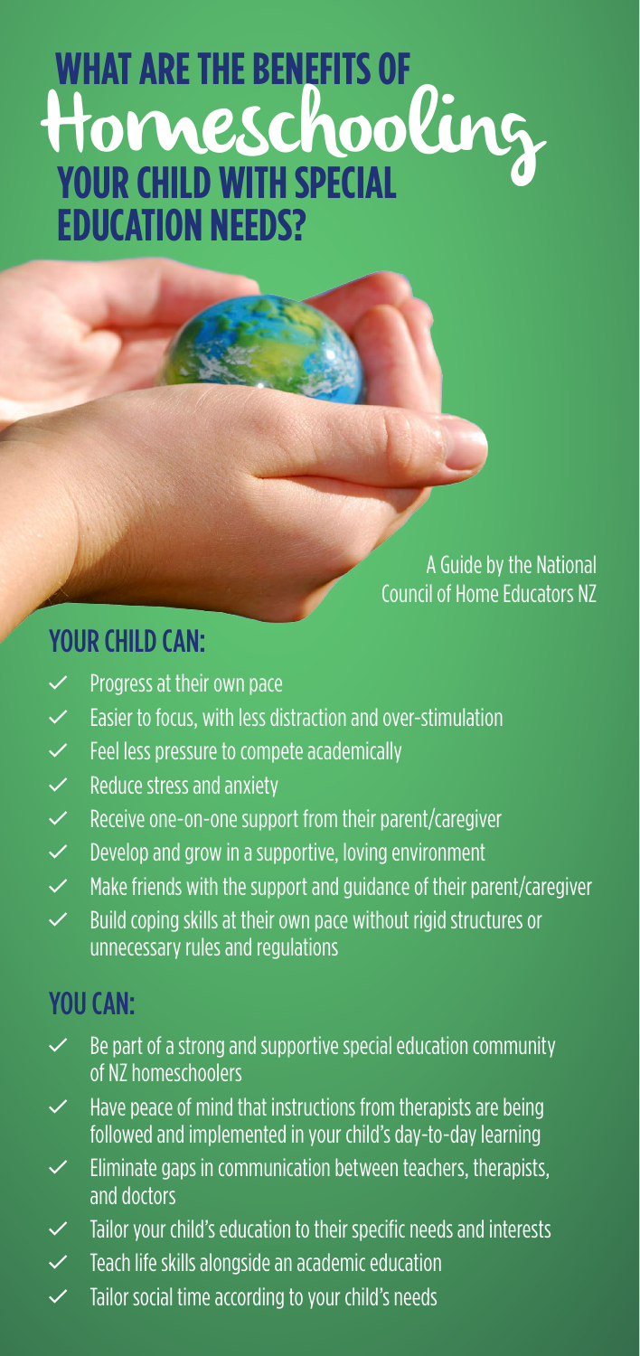# WHAT ARE THE BENEFITS OF Homeschooling YOUR CHILD WITH SPECIAL EDUCATION NEEDS?

A Guide by the National Council of Home Educators NZ

## YOUR CHILD CAN:

- ✓ Progress at their own pace
- ✓ Easier to focus, with less distraction and over-stimulation
- ✓ Feel less pressure to compete academically
- ✓ Reduce stress and anxiety
- ✓ Receive one-on-one support from their parent/caregiver
- ✓ Develop and grow in a supportive, loving environment
- ✓ Make friends with the support and guidance of their parent/caregiver
- ✓ Build coping skills at their own pace without rigid structures or unnecessary rules and regulations

## YOU CAN:

- ✓ Be part of a strong and supportive special education community of NZ homeschoolers
- ✓ Have peace of mind that instructions from therapists are being followed and implemented in your child's day-to-day learning
- ✓ Eliminate gaps in communication between teachers, therapists, and doctors
- ✓ Tailor your child's education to their specific needs and interests
- ✓ Teach life skills alongside an academic education
- ✓ Tailor social time according to your child's needs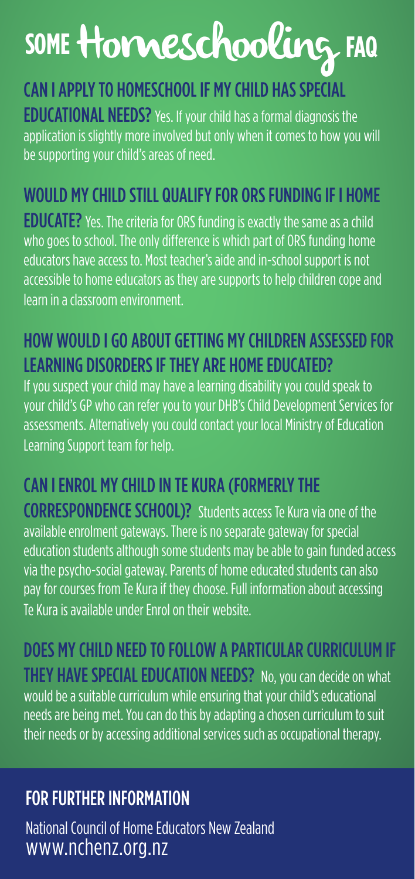# SOME Homeschooling FAQ

**CAN I APPLY TO HOMESCHOOL IF MY CHILD HAS SPECIAL EDUCATIONAL NEEDS?** Yes. If your child has a formal diagnosis the application is slightly more involved but only when it comes to how you will be supporting your child's areas of need.

**WOULD MY CHILD STILL QUALIFY FOR ORS FUNDING IF I HOME EDUCATE?** Yes. The criteria for ORS funding is exactly the same as a child who goes to school. The only difference is which part of ORS funding home educators have access to. Most teacher's aide and in-school support is not accessible to home educators as they are supports to help children cope and learn in a classroom environment.

**HOW WOULD I GO ABOUT GETTING MY CHILDREN ASSESSED FOR LEARNING DISORDERS IF THEY ARE HOME EDUCATED?**
If you suspect your child may have a learning disability you could speak to your child's GP who can refer you to your DHB's Child Development Services for assessments. Alternatively you could contact your local Ministry of Education Learning Support team for help.

**CAN I ENROL MY CHILD IN TE KURA (FORMERLY THE CORRESPONDENCE SCHOOL)?** Students access Te Kura via one of the available enrolment gateways. There is no separate gateway for special education students although some students may be able to gain funded access via the psycho-social gateway. Parents of home educated students can also pay for courses from Te Kura if they choose. Full information about accessing Te Kura is available under Enrol on their website.

**DOES MY CHILD NEED TO FOLLOW A PARTICULAR CURRICULUM IF THEY HAVE SPECIAL EDUCATION NEEDS?** No, you can decide on what would be a suitable curriculum while ensuring that your child's educational needs are being met. You can do this by adapting a chosen curriculum to suit their needs or by accessing additional services such as occupational therapy.

## FOR FURTHER INFORMATION

National Council of Home Educators New Zealand
www.nchenz.org.nz